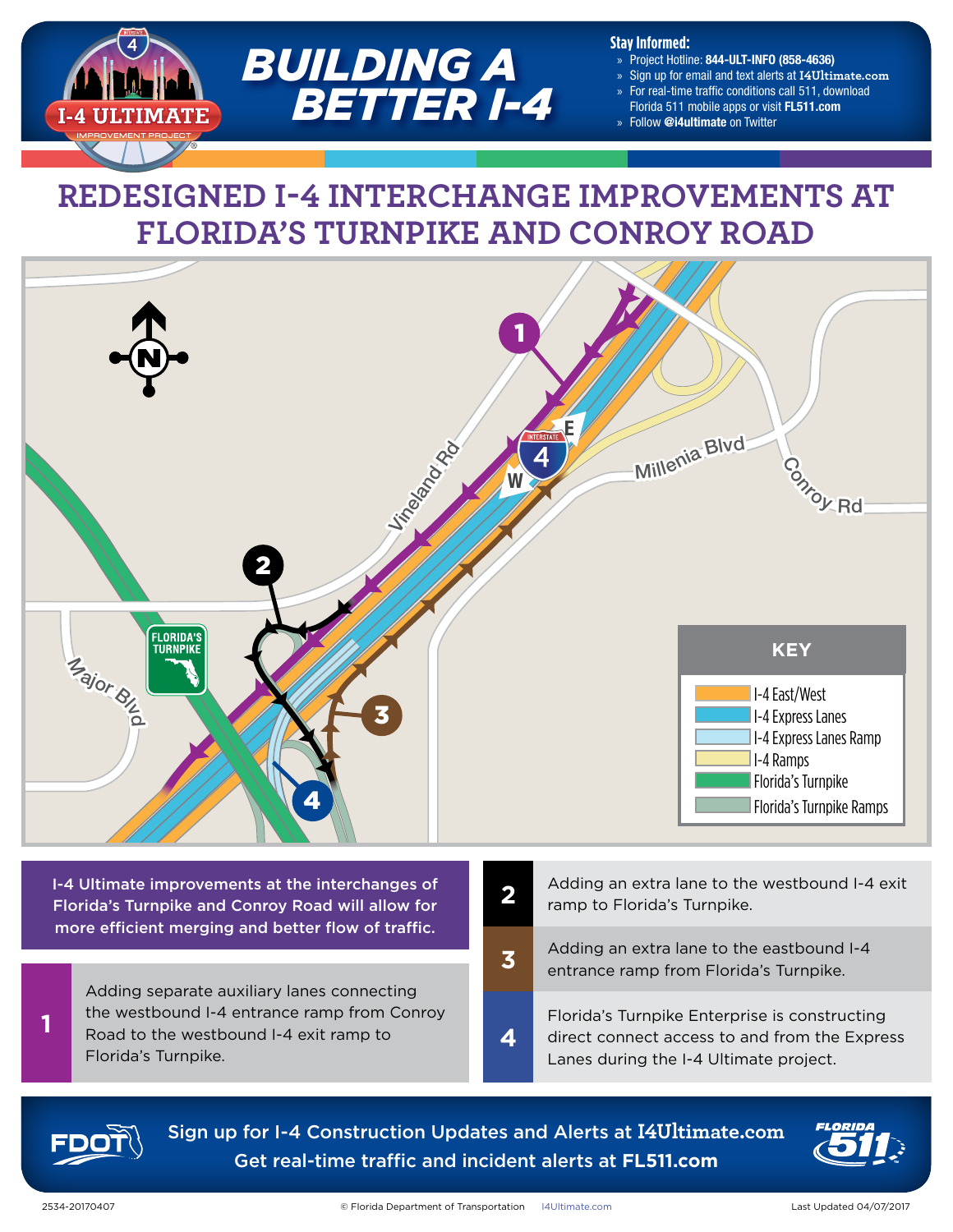# BUILDING A BETTER I-4

**Stay Informed:**

- Project Hotline: **844-ULT-INFO (858-4636)**
- Sign up for email and text alerts at **I4Ultimate.com**
- For real-time traffic conditions call 511, download Florida 511 mobile apps or visit **FL511.com**
- Follow **@i4ultimate** on Twitter

## REDESIGNED I-4 INTERCHANGE IMPROVEMENTS AT FLORIDA'S TURNPIKE AND CONROY ROAD

**KEY**

- I-4 East/West
- I-4 Express Lanes
- I-4 Express Lanes Ramp
- I-4 Ramps
- Florida's Turnpike
- Florida's Turnpike Ramps

I-4 Ultimate improvements at the interchanges of Florida's Turnpike and Conroy Road will allow for more efficient merging and better flow of traffic.

**1** Adding separate auxiliary lanes connecting the westbound I-4 entrance ramp from Conroy Road to the westbound I-4 exit ramp to Florida's Turnpike.

**2** Adding an extra lane to the westbound I-4 exit ramp to Florida's Turnpike.

**3** Adding an extra lane to the eastbound I-4 entrance ramp from Florida's Turnpike.

**4** Florida's Turnpike Enterprise is constructing direct connect access to and from the Express Lanes during the I-4 Ultimate project.

Sign up for I-4 Construction Updates and Alerts at I4Ultimate.com
Get real-time traffic and incident alerts at FL511.com

2534-20170407 © Florida Department of Transportation I4Ultimate.com Last Updated 04/07/2017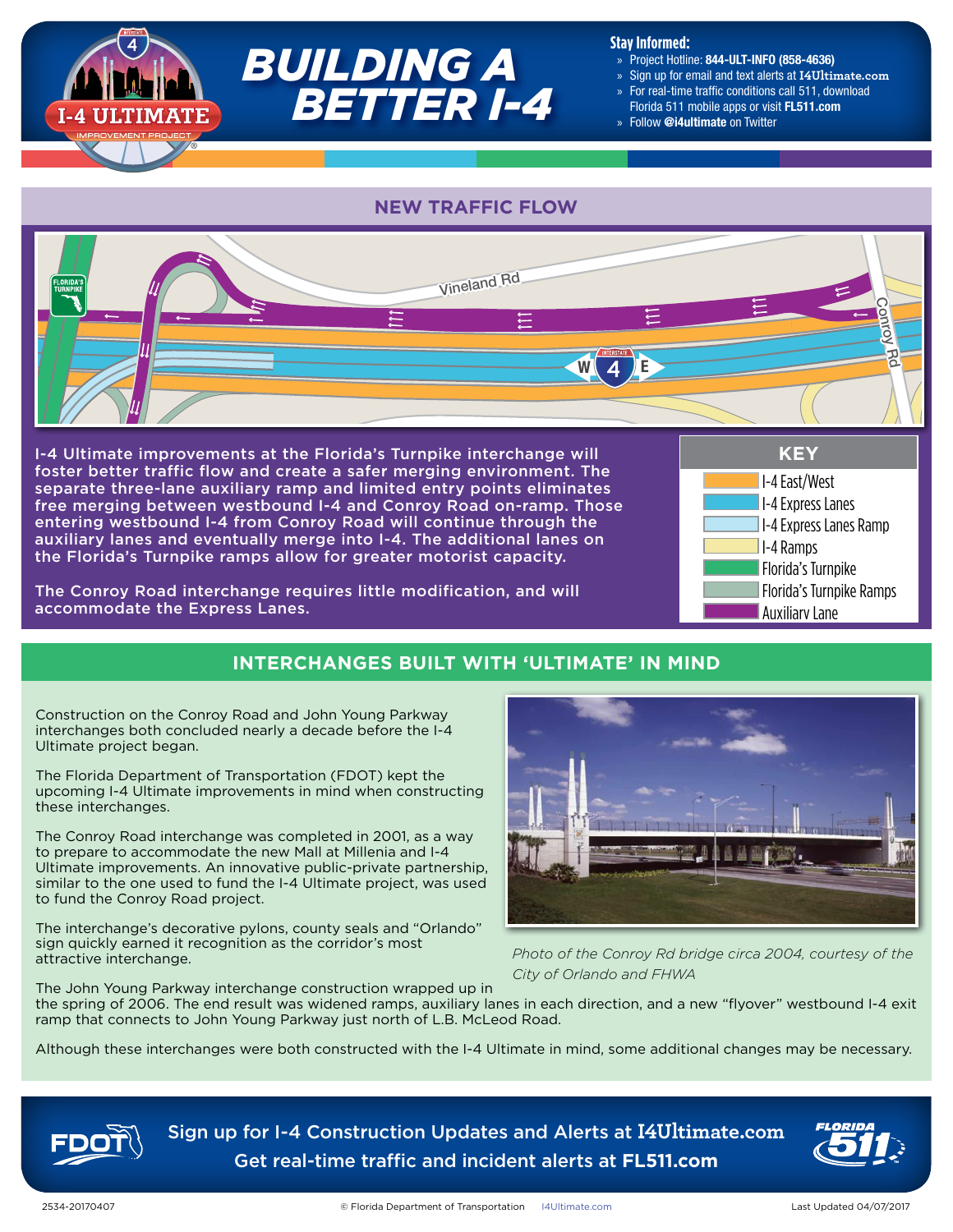# BUILDING A BETTER I-4

**Stay Informed:**

- Project Hotline: **844-ULT-INFO (858-4636)**
- Sign up for email and text alerts at **I4Ultimate.com**
- For real-time traffic conditions call 511, download Florida 511 mobile apps or visit **FL511.com**
- Follow **@i4ultimate** on Twitter

## NEW TRAFFIC FLOW

Vineland Rd

Conroy Rd

W 4 E

I-4 Ultimate improvements at the Florida's Turnpike interchange will foster better traffic flow and create a safer merging environment. The separate three-lane auxiliary ramp and limited entry points eliminates free merging between westbound I-4 and Conroy Road on-ramp. Those entering westbound I-4 from Conroy Road will continue through the auxiliary lanes and eventually merge into I-4. The additional lanes on the Florida's Turnpike ramps allow for greater motorist capacity.

The Conroy Road interchange requires little modification, and will accommodate the Express Lanes.

**KEY**

- I-4 East/West
- I-4 Express Lanes
- I-4 Express Lanes Ramp
- I-4 Ramps
- Florida's Turnpike
- Florida's Turnpike Ramps
- Auxiliary Lane

## INTERCHANGES BUILT WITH 'ULTIMATE' IN MIND

Construction on the Conroy Road and John Young Parkway interchanges both concluded nearly a decade before the I-4 Ultimate project began.

The Florida Department of Transportation (FDOT) kept the upcoming I-4 Ultimate improvements in mind when constructing these interchanges.

The Conroy Road interchange was completed in 2001, as a way to prepare to accommodate the new Mall at Millenia and I-4 Ultimate improvements. An innovative public-private partnership, similar to the one used to fund the I-4 Ultimate project, was used to fund the Conroy Road project.

The interchange's decorative pylons, county seals and "Orlando" sign quickly earned it recognition as the corridor's most attractive interchange.

*Photo of the Conroy Rd bridge circa 2004, courtesy of the City of Orlando and FHWA*

The John Young Parkway interchange construction wrapped up in the spring of 2006. The end result was widened ramps, auxiliary lanes in each direction, and a new "flyover" westbound I-4 exit ramp that connects to John Young Parkway just north of L.B. McLeod Road.

Although these interchanges were both constructed with the I-4 Ultimate in mind, some additional changes may be necessary.

Sign up for I-4 Construction Updates and Alerts at **I4Ultimate.com**
Get real-time traffic and incident alerts at **FL511.com**

2534-20170407 © Florida Department of Transportation I4Ultimate.com Last Updated 04/07/2017